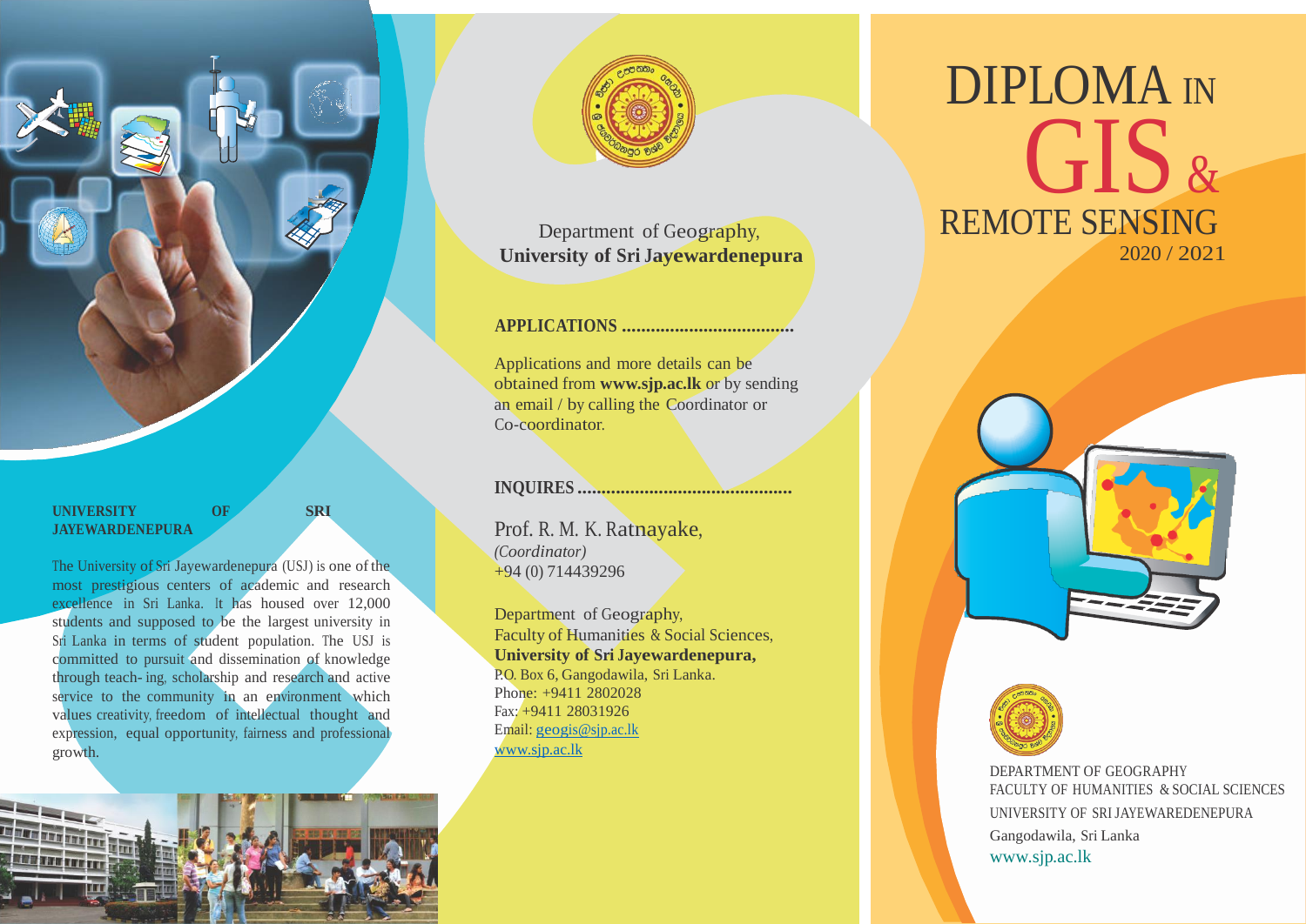# DIPLOMA IN GIS & REMOTE SENSING

2020 / 2021

DEPARTMENT OF GEOGRAPHY
FACULTY OF HUMANITIES & SOCIAL SCIENCES
UNIVERSITY OF SRI JAYEWAREDENEPURA
Gangodawila, Sri Lanka
www.sjp.ac.lk

## UNIVERSITY OF SRI JAYEWARDENEPURA

The University of Sri Jayewardenepura (USJ) is one of the most prestigious centers of academic and research excellence in Sri Lanka. It has housed over 12,000 students and supposed to be the largest university in Sri Lanka in terms of student population. The USJ is committed to pursuit and dissemination of knowledge through teach- ing, scholarship and research and active service to the community in an environment which values creativity, freedom of intellectual thought and expression, equal opportunity, fairness and professional growth.

Department of Geography,
**University of Sri Jayewardenepura**

## APPLICATIONS ....................................

Applications and more details can be obtained from **www.sjp.ac.lk** or by sending an email / by calling the Coordinator or Co-coordinator.

## INQUIRES .............................................

Prof. R. M. K. Ratnayake,
*(Coordinator)*
+94 (0) 714439296

Department of Geography,
Faculty of Humanities & Social Sciences,
**University of Sri Jayewardenepura,**
P.O. Box 6, Gangodawila, Sri Lanka.
Phone: +9411 2802028
Fax: +9411 28031926
Email: geogis@sjp.ac.lk
www.sjp.ac.lk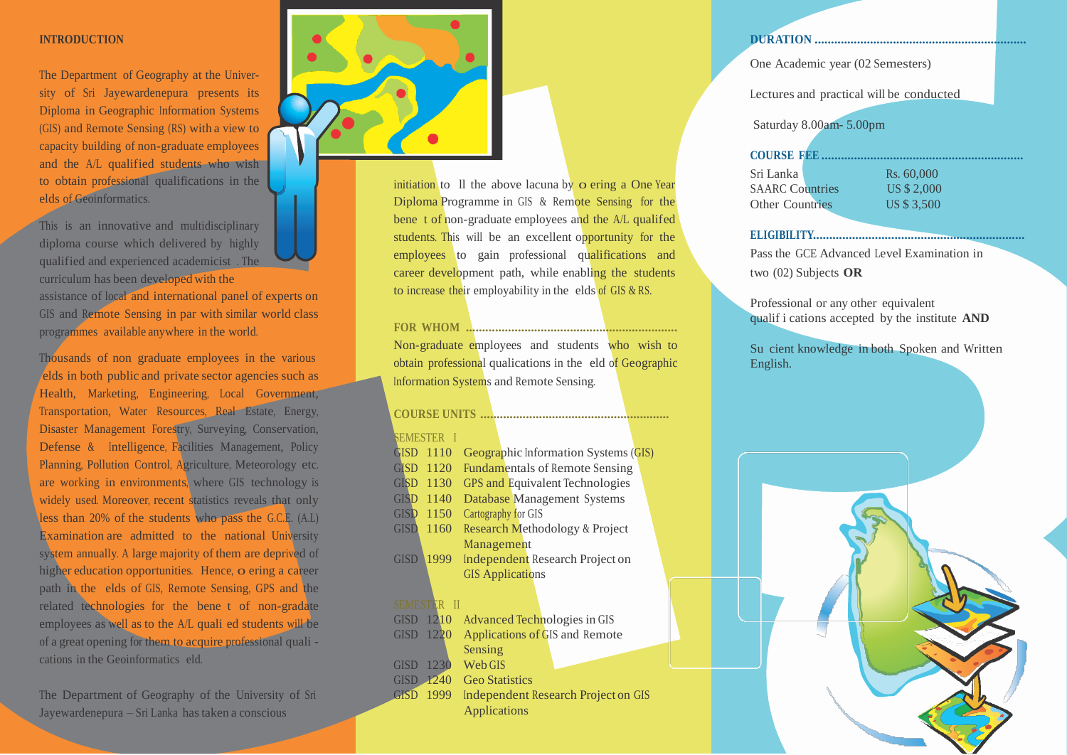## INTRODUCTION

The Department of Geography at the University of Sri Jayewardenepura presents its Diploma in Geographic Information Systems (GIS) and Remote Sensing (RS) with a view to capacity building of non-graduate employees and the A/L qualified students who wish to obtain professional qualifications in the elds of Geoinformatics.

This is an innovative and multidisciplinary diploma course which delivered by highly qualified and experienced academicist . The curriculum has been developed with the assistance of local and international panel of experts on GIS and Remote Sensing in par with similar world class programmes available anywhere in the world.

Thousands of non graduate employees in the various elds in both public and private sector agencies such as Health, Marketing, Engineering, Local Government, Transportation, Water Resources, Real Estate, Energy, Disaster Management Forestry, Surveying, Conservation, Defense & Intelligence, Facilities Management, Policy Planning, Pollution Control, Agriculture, Meteorology etc. are working in environments, where GIS technology is widely used. Moreover, recent statistics reveals that only less than 20% of the students who pass the G.C.E. (A.L) Examination are admitted to the national University system annually. A large majority of them are deprived of higher education opportunities. Hence, o ering a career path in the elds of GIS, Remote Sensing, GPS and the related technologies for the bene t of non-gradate employees as well as to the A/L quali ed students will be of a great opening for them to acquire professional quali - cations in the Geoinformatics eld.

The Department of Geography of the University of Sri Jayewardenepura – Sri Lanka has taken a conscious initiation to ll the above lacuna by o ering a One Year Diploma Programme in GIS & Remote Sensing for the bene t of non-graduate employees and the A/L qualifed students. This will be an excellent opportunity for the employees to gain professional qualifications and career development path, while enabling the students to increase their employability in the elds of GIS & RS.

## FOR WHOM

Non-graduate employees and students who wish to obtain professional qualications in the eld of Geographic Information Systems and Remote Sensing.

## COURSE UNITS

**SEMESTER I**

- GISD 1110 Geographic Information Systems (GIS)
- GISD 1120 Fundamentals of Remote Sensing
- GISD 1130 GPS and Equivalent Technologies
- GISD 1140 Database Management Systems
- GISD 1150 Cartography for GIS
- GISD 1160 Research Methodology & Project Management
- GISD 1999 Independent Research Project on GIS Applications

**SEMESTER II**

- GISD 1210 Advanced Technologies in GIS
- GISD 1220 Applications of GIS and Remote Sensing
- GISD 1230 Web GIS
- GISD 1240 Geo Statistics
- GISD 1999 Independent Research Project on GIS Applications

## DURATION

One Academic year (02 Semesters)

Lectures and practical will be conducted

Saturday 8.00am- 5.00pm

## COURSE FEE

| | |
|---|---|
| Sri Lanka | Rs. 60,000 |
| SAARC Countries | US $ 2,000 |
| Other Countries | US $ 3,500 |

## ELIGIBILITY

Pass the GCE Advanced Level Examination in two (02) Subjects **OR**

Professional or any other equivalent qualif i cations accepted by the institute **AND**

Su cient knowledge in both Spoken and Written English.